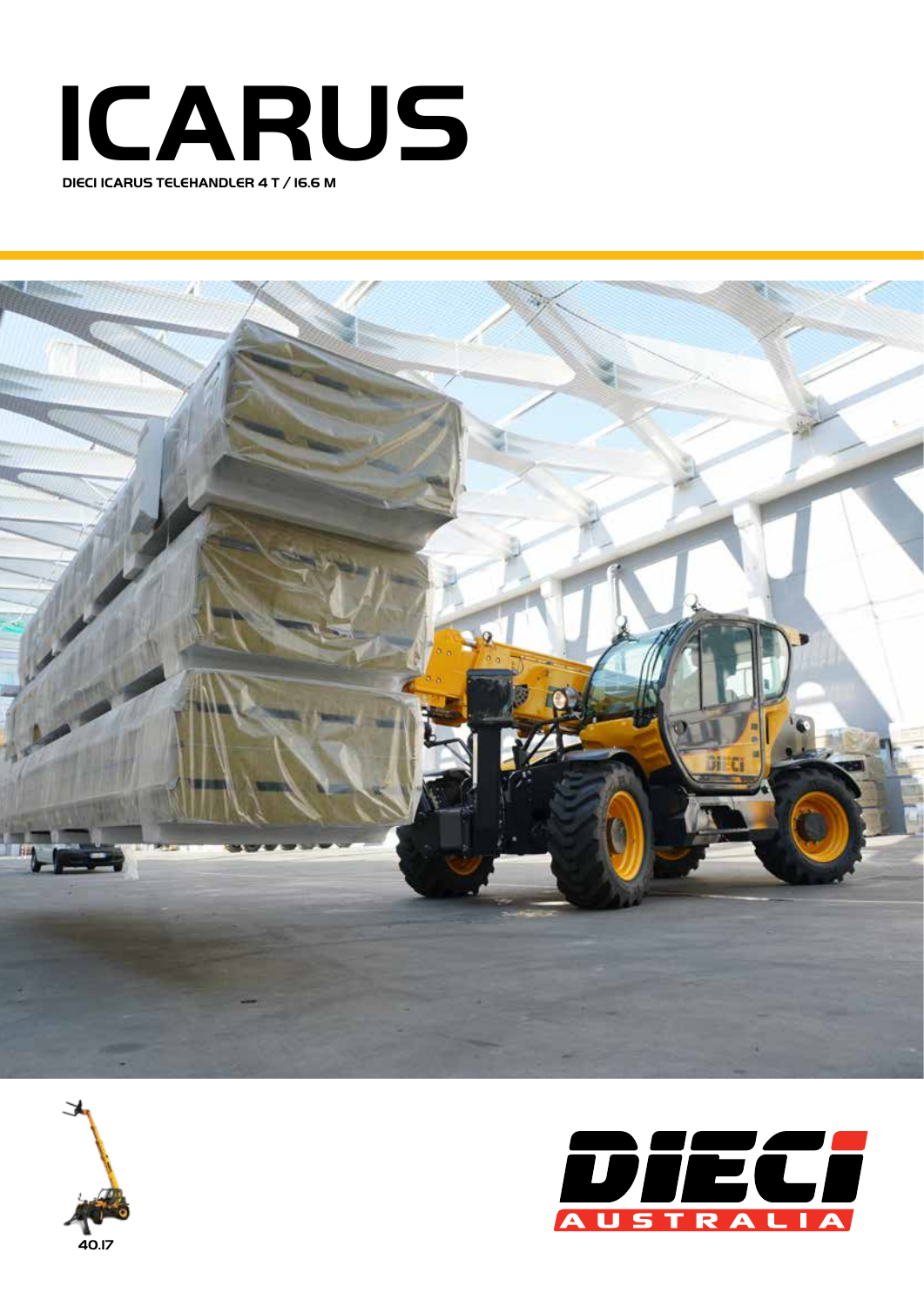# ICARUS

**DIECI ICARUS TELEHANDLER 4 T / 16.6 M**

40.17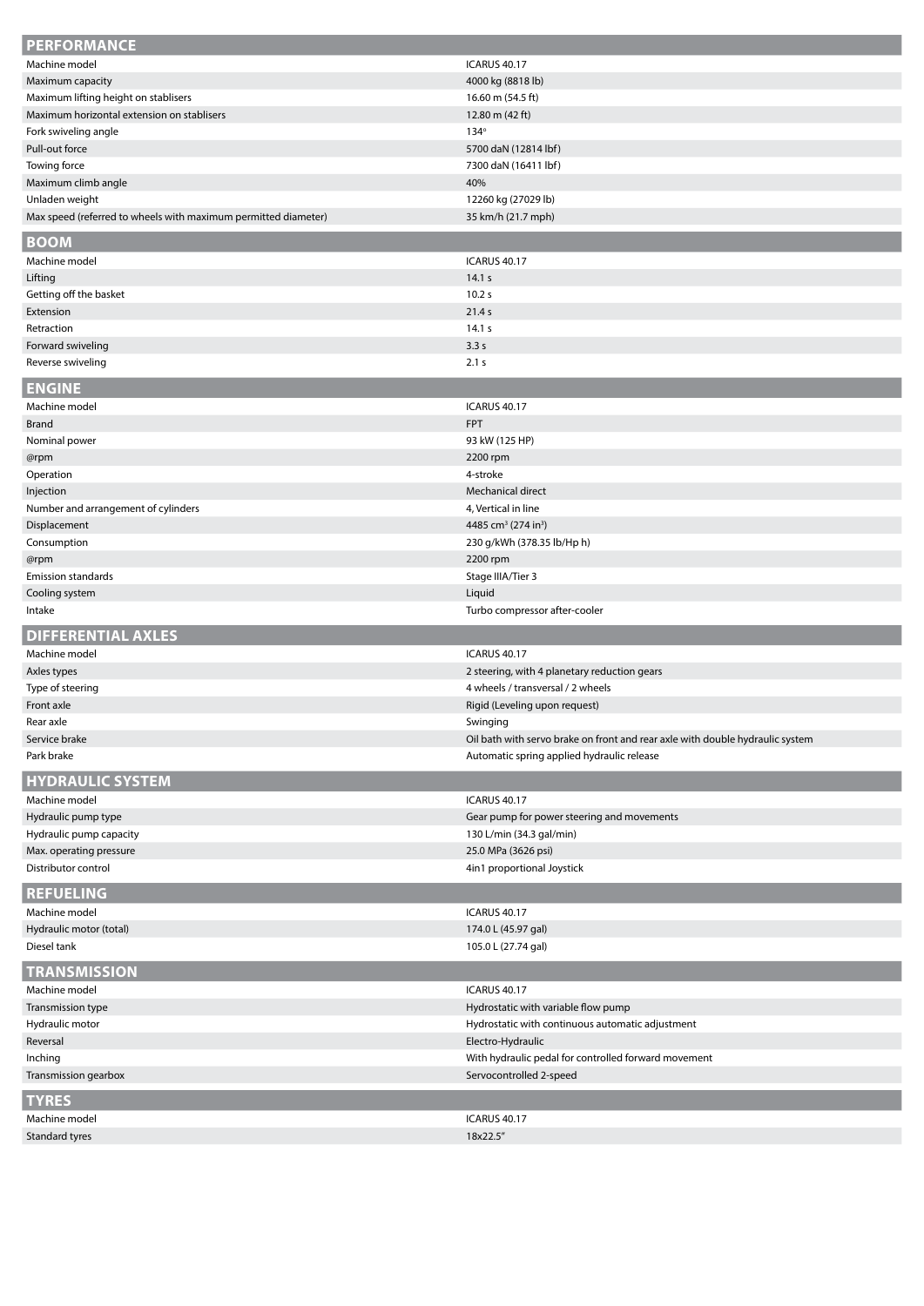## PERFORMANCE

| | |
|---|---|
| Machine model | ICARUS 40.17 |
| Maximum capacity | 4000 kg (8818 lb) |
| Maximum lifting height on stablisers | 16.60 m (54.5 ft) |
| Maximum horizontal extension on stablisers | 12.80 m (42 ft) |
| Fork swiveling angle | 134° |
| Pull-out force | 5700 daN (12814 lbf) |
| Towing force | 7300 daN (16411 lbf) |
| Maximum climb angle | 40% |
| Unladen weight | 12260 kg (27029 lb) |
| Max speed (referred to wheels with maximum permitted diameter) | 35 km/h (21.7 mph) |

## BOOM

| | |
|---|---|
| Machine model | ICARUS 40.17 |
| Lifting | 14.1 s |
| Getting off the basket | 10.2 s |
| Extension | 21.4 s |
| Retraction | 14.1 s |
| Forward swiveling | 3.3 s |
| Reverse swiveling | 2.1 s |

## ENGINE

| | |
|---|---|
| Machine model | ICARUS 40.17 |
| Brand | FPT |
| Nominal power | 93 kW (125 HP) |
| @rpm | 2200 rpm |
| Operation | 4-stroke |
| Injection | Mechanical direct |
| Number and arrangement of cylinders | 4, Vertical in line |
| Displacement | 4485 cm³ (274 in³) |
| Consumption | 230 g/kWh (378.35 lb/Hp h) |
| @rpm | 2200 rpm |
| Emission standards | Stage IIIA/Tier 3 |
| Cooling system | Liquid |
| Intake | Turbo compressor after-cooler |

## DIFFERENTIAL AXLES

| | |
|---|---|
| Machine model | ICARUS 40.17 |
| Axles types | 2 steering, with 4 planetary reduction gears |
| Type of steering | 4 wheels / transversal / 2 wheels |
| Front axle | Rigid (Leveling upon request) |
| Rear axle | Swinging |
| Service brake | Oil bath with servo brake on front and rear axle with double hydraulic system |
| Park brake | Automatic spring applied hydraulic release |

## HYDRAULIC SYSTEM

| | |
|---|---|
| Machine model | ICARUS 40.17 |
| Hydraulic pump type | Gear pump for power steering and movements |
| Hydraulic pump capacity | 130 L/min (34.3 gal/min) |
| Max. operating pressure | 25.0 MPa (3626 psi) |
| Distributor control | 4in1 proportional Joystick |

## REFUELING

| | |
|---|---|
| Machine model | ICARUS 40.17 |
| Hydraulic motor (total) | 174.0 L (45.97 gal) |
| Diesel tank | 105.0 L (27.74 gal) |

## TRANSMISSION

| | |
|---|---|
| Machine model | ICARUS 40.17 |
| Transmission type | Hydrostatic with variable flow pump |
| Hydraulic motor | Hydrostatic with continuous automatic adjustment |
| Reversal | Electro-Hydraulic |
| Inching | With hydraulic pedal for controlled forward movement |
| Transmission gearbox | Servocontrolled 2-speed |

## TYRES

| | |
|---|---|
| Machine model | ICARUS 40.17 |
| Standard tyres | 18x22.5" |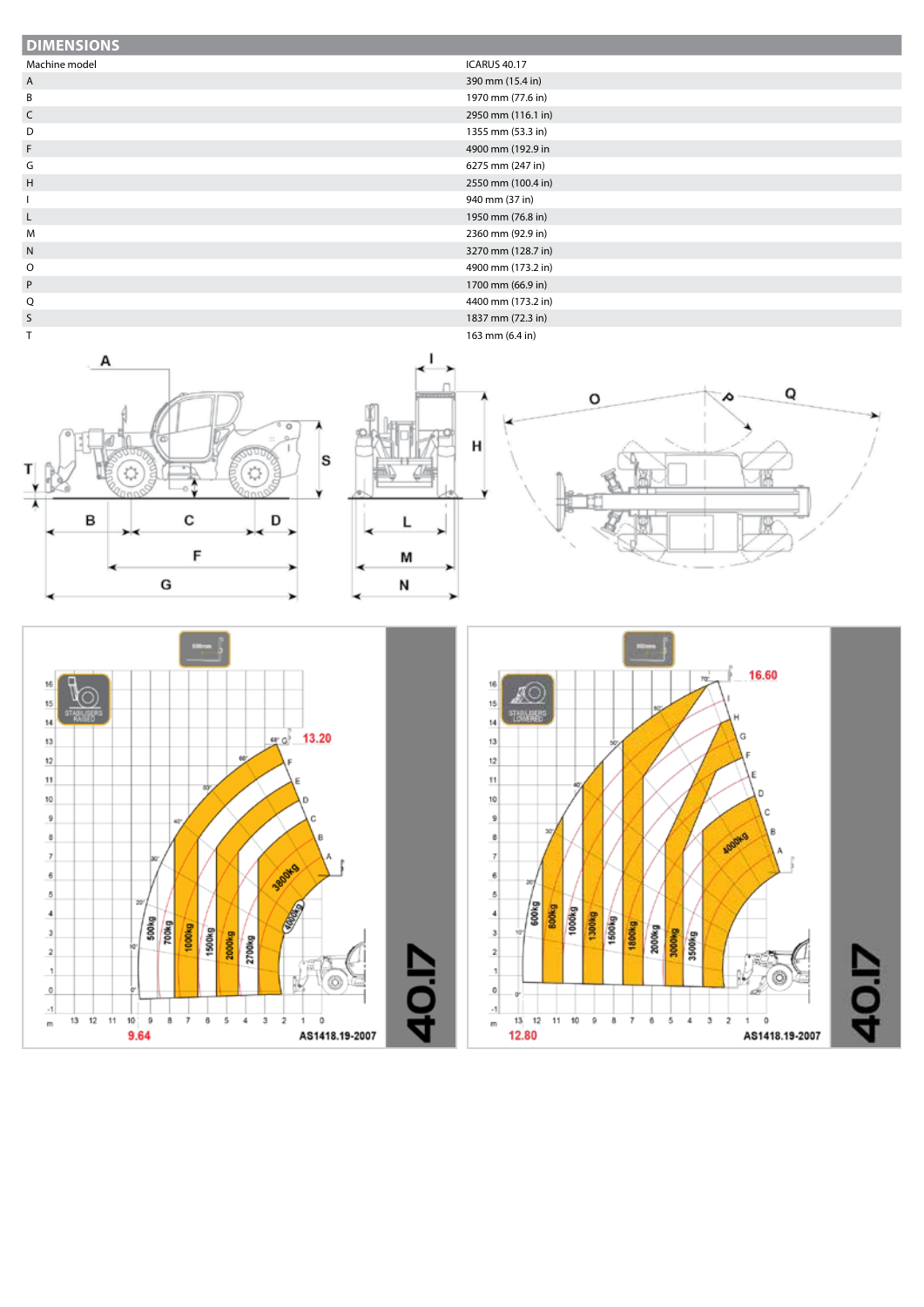## DIMENSIONS

| Machine model | ICARUS 40.17 |
|---|---|
| A | 390 mm (15.4 in) |
| B | 1970 mm (77.6 in) |
| C | 2950 mm (116.1 in) |
| D | 1355 mm (53.3 in) |
| F | 4900 mm (192.9 in |
| G | 6275 mm (247 in) |
| H | 2550 mm (100.4 in) |
| I | 940 mm (37 in) |
| L | 1950 mm (76.8 in) |
| M | 2360 mm (92.9 in) |
| N | 3270 mm (128.7 in) |
| O | 4900 mm (173.2 in) |
| P | 1700 mm (66.9 in) |
| Q | 4400 mm (173.2 in) |
| S | 1837 mm (72.3 in) |
| T | 163 mm (6.4 in) |

STABILISERS RAISED — 13.20 — 9.64 — AS1418.19-2007 — 40.17

STABILISERS LOWERED — 16.60 — 12.80 — AS1418.19-2007 — 40.17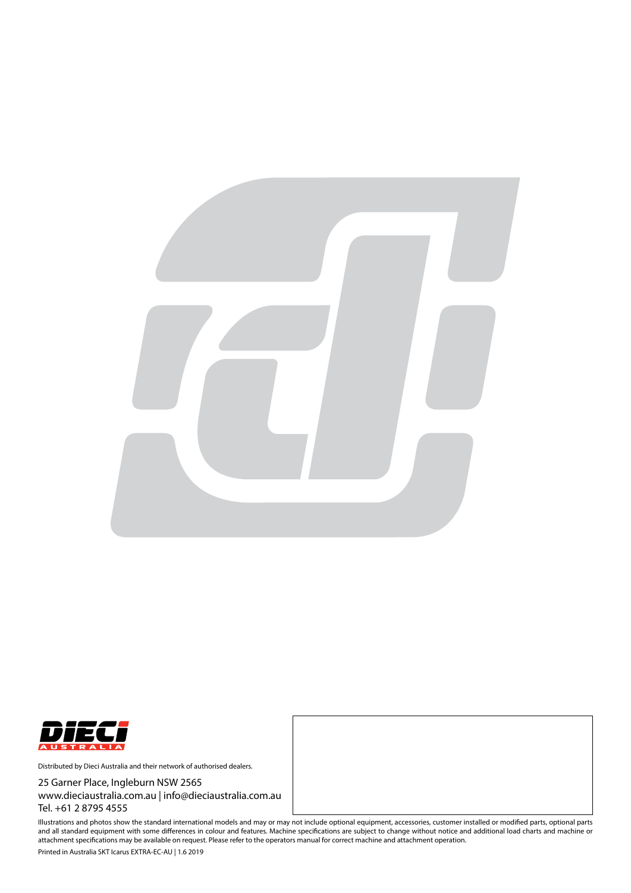DIECI AUSTRALIA

Distributed by Dieci Australia and their network of authorised dealers.

25 Garner Place, Ingleburn NSW 2565
www.dieciaustralia.com.au | info@dieciaustralia.com.au
Tel. +61 2 8795 4555

Illustrations and photos show the standard international models and may or may not include optional equipment, accessories, customer installed or modified parts, optional parts and all standard equipment with some differences in colour and features. Machine specifications are subject to change without notice and additional load charts and machine or attachment specifications may be available on request. Please refer to the operators manual for correct machine and attachment operation.

Printed in Australia SKT Icarus EXTRA-EC-AU | 1.6 2019